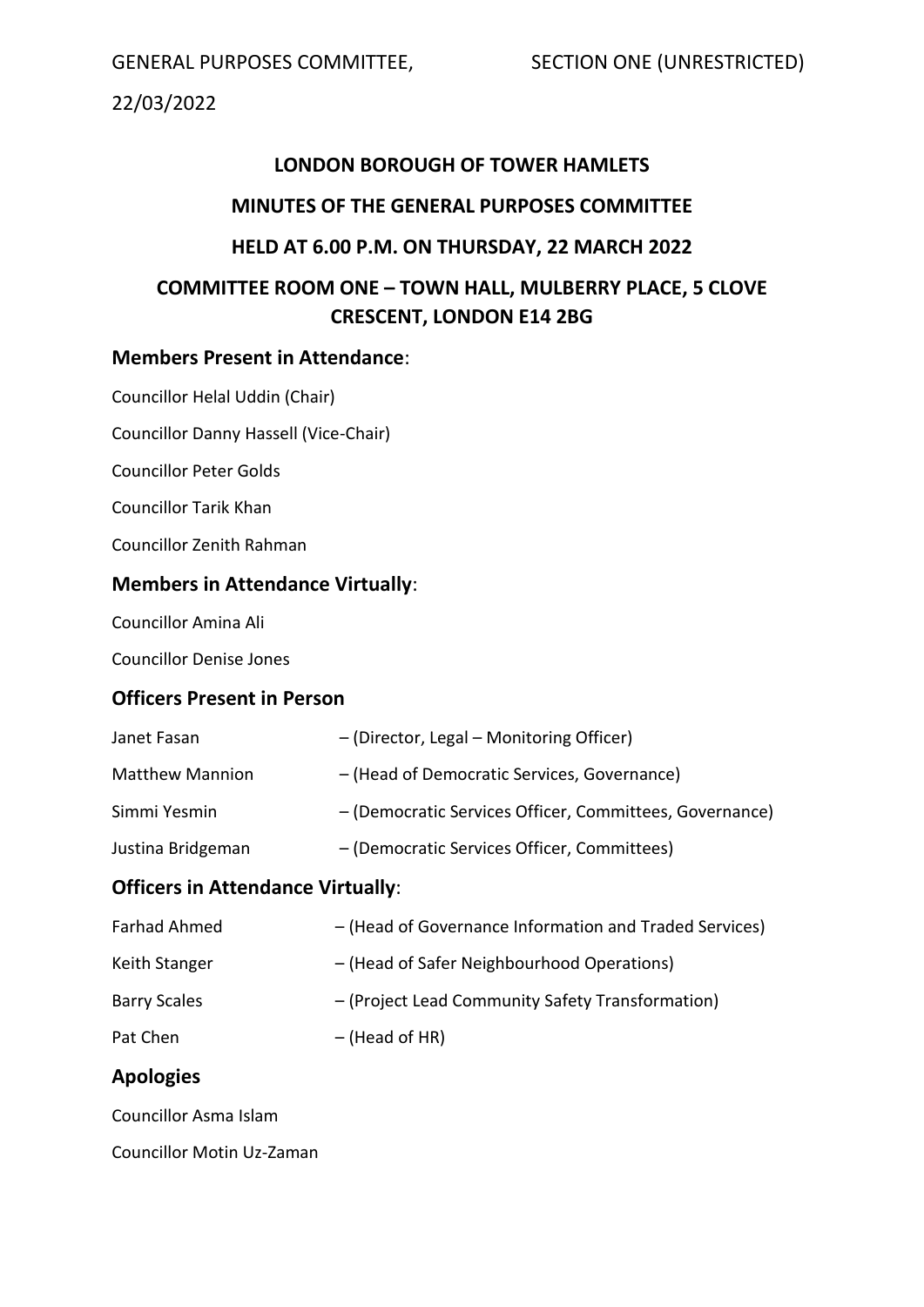# LONDON BOROUGH OF TOWER HAMLETS

## MINUTES OF THE GENERAL PURPOSES COMMITTEE

## HELD AT 6.00 P.M. ON THURSDAY, 22 MARCH 2022

## COMMITTEE ROOM ONE – TOWN HALL, MULBERRY PLACE, 5 CLOVE CRESCENT, LONDON E14 2BG

### Members Present in Attendance:

Councillor Helal Uddin (Chair)

Councillor Danny Hassell (Vice-Chair)

Councillor Peter Golds

Councillor Tarik Khan

Councillor Zenith Rahman

### Members in Attendance Virtually:

Councillor Amina Ali

Councillor Denise Jones

### Officers Present in Person

| | |
|---|---|
| Janet Fasan | – (Director, Legal – Monitoring Officer) |
| Matthew Mannion | – (Head of Democratic Services, Governance) |
| Simmi Yesmin | – (Democratic Services Officer, Committees, Governance) |
| Justina Bridgeman | – (Democratic Services Officer, Committees) |

### Officers in Attendance Virtually:

| | |
|---|---|
| Farhad Ahmed | – (Head of Governance Information and Traded Services) |
| Keith Stanger | – (Head of Safer Neighbourhood Operations) |
| Barry Scales | – (Project Lead Community Safety Transformation) |
| Pat Chen | – (Head of HR) |

### Apologies

Councillor Asma Islam

Councillor Motin Uz-Zaman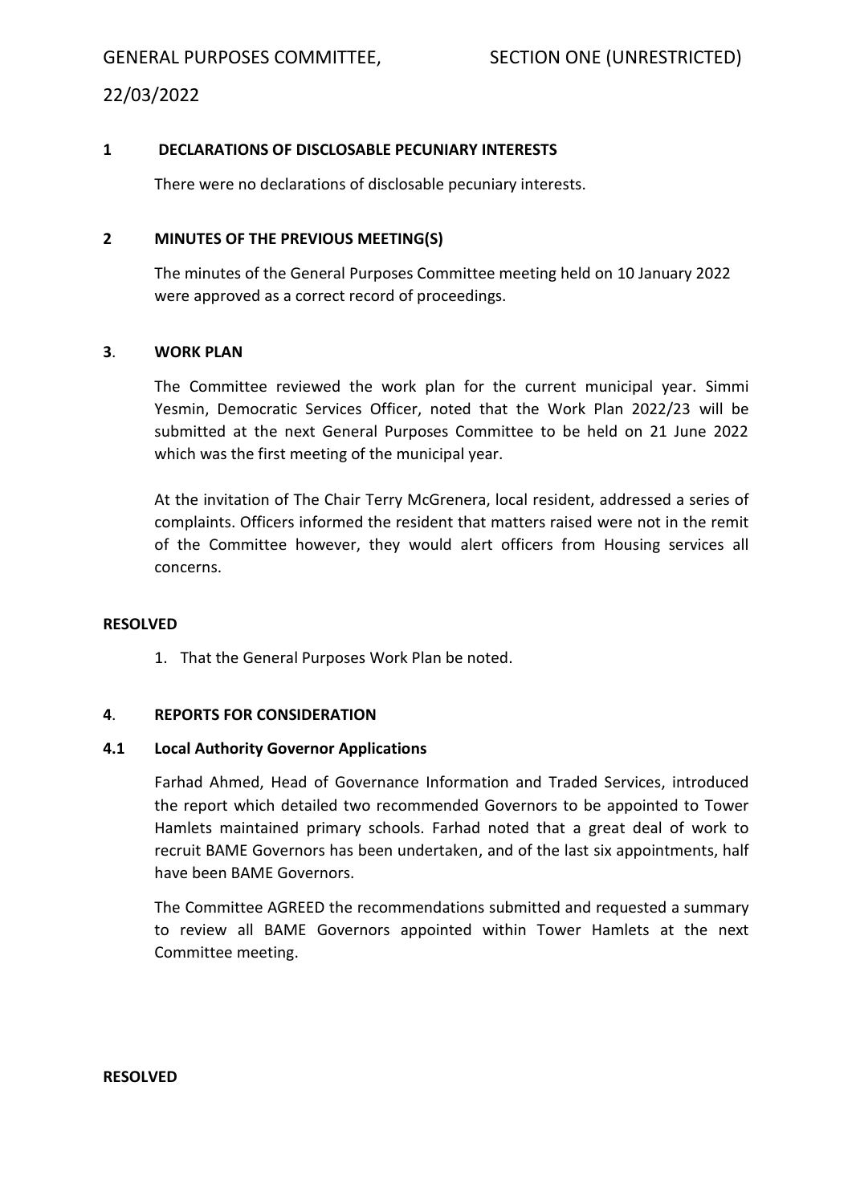### 1 DECLARATIONS OF DISCLOSABLE PECUNIARY INTERESTS

There were no declarations of disclosable pecuniary interests.

### 2 MINUTES OF THE PREVIOUS MEETING(S)

The minutes of the General Purposes Committee meeting held on 10 January 2022 were approved as a correct record of proceedings.

### 3. WORK PLAN

The Committee reviewed the work plan for the current municipal year. Simmi Yesmin, Democratic Services Officer, noted that the Work Plan 2022/23 will be submitted at the next General Purposes Committee to be held on 21 June 2022 which was the first meeting of the municipal year.

At the invitation of The Chair Terry McGrenera, local resident, addressed a series of complaints. Officers informed the resident that matters raised were not in the remit of the Committee however, they would alert officers from Housing services all concerns.

**RESOLVED**

1. That the General Purposes Work Plan be noted.

### 4. REPORTS FOR CONSIDERATION

#### 4.1 Local Authority Governor Applications

Farhad Ahmed, Head of Governance Information and Traded Services, introduced the report which detailed two recommended Governors to be appointed to Tower Hamlets maintained primary schools. Farhad noted that a great deal of work to recruit BAME Governors has been undertaken, and of the last six appointments, half have been BAME Governors.

The Committee AGREED the recommendations submitted and requested a summary to review all BAME Governors appointed within Tower Hamlets at the next Committee meeting.

**RESOLVED**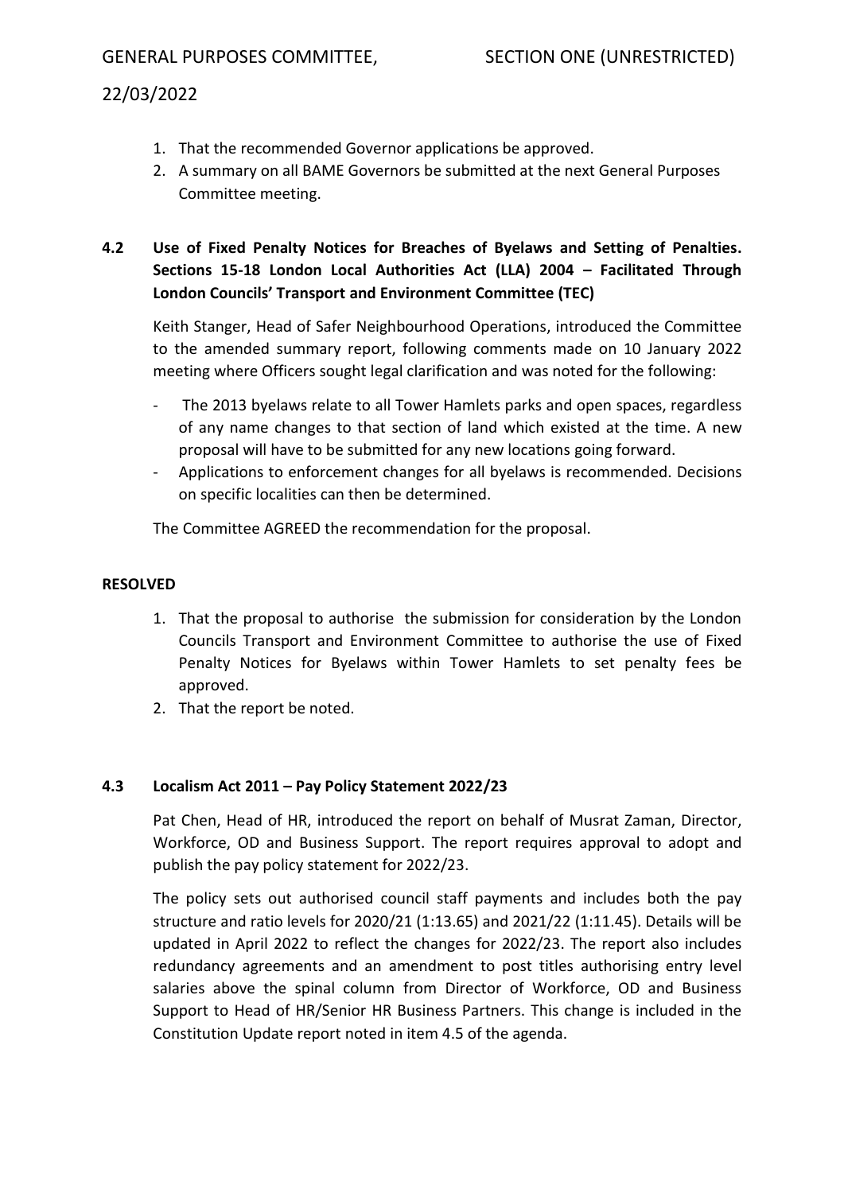1. That the recommended Governor applications be approved.
2. A summary on all BAME Governors be submitted at the next General Purposes Committee meeting.

### 4.2 Use of Fixed Penalty Notices for Breaches of Byelaws and Setting of Penalties. Sections 15-18 London Local Authorities Act (LLA) 2004 – Facilitated Through London Councils' Transport and Environment Committee (TEC)

Keith Stanger, Head of Safer Neighbourhood Operations, introduced the Committee to the amended summary report, following comments made on 10 January 2022 meeting where Officers sought legal clarification and was noted for the following:

- The 2013 byelaws relate to all Tower Hamlets parks and open spaces, regardless of any name changes to that section of land which existed at the time. A new proposal will have to be submitted for any new locations going forward.
- Applications to enforcement changes for all byelaws is recommended. Decisions on specific localities can then be determined.

The Committee AGREED the recommendation for the proposal.

**RESOLVED**

1. That the proposal to authorise the submission for consideration by the London Councils Transport and Environment Committee to authorise the use of Fixed Penalty Notices for Byelaws within Tower Hamlets to set penalty fees be approved.
2. That the report be noted.

### 4.3 Localism Act 2011 – Pay Policy Statement 2022/23

Pat Chen, Head of HR, introduced the report on behalf of Musrat Zaman, Director, Workforce, OD and Business Support. The report requires approval to adopt and publish the pay policy statement for 2022/23.

The policy sets out authorised council staff payments and includes both the pay structure and ratio levels for 2020/21 (1:13.65) and 2021/22 (1:11.45). Details will be updated in April 2022 to reflect the changes for 2022/23. The report also includes redundancy agreements and an amendment to post titles authorising entry level salaries above the spinal column from Director of Workforce, OD and Business Support to Head of HR/Senior HR Business Partners. This change is included in the Constitution Update report noted in item 4.5 of the agenda.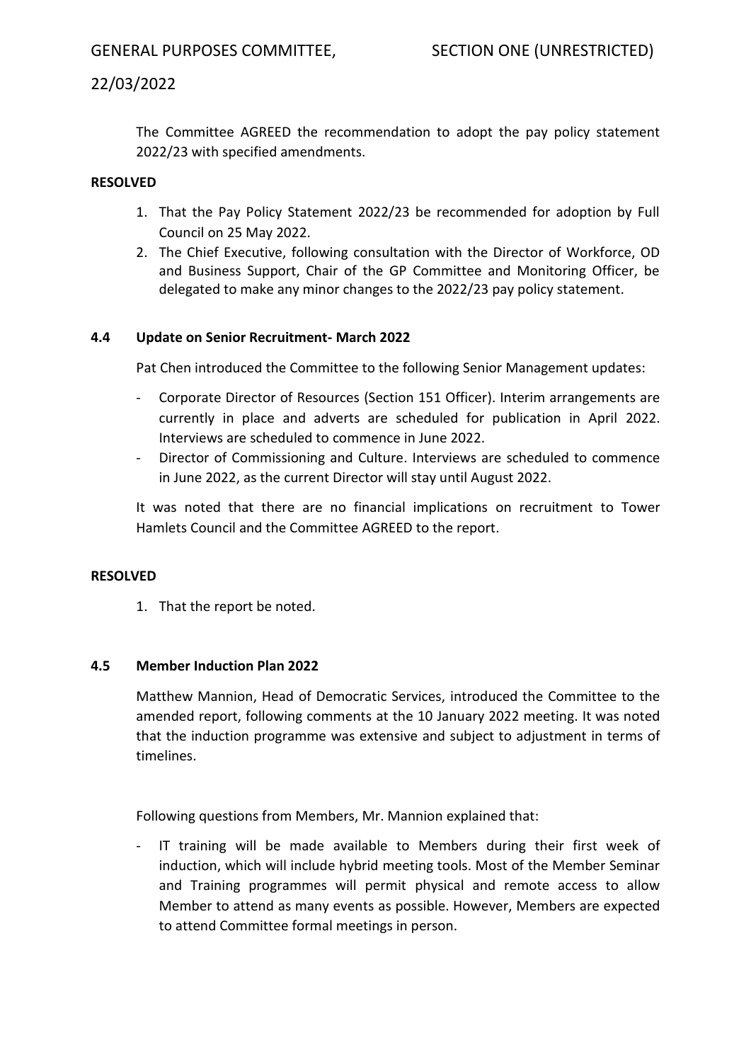The Committee AGREED the recommendation to adopt the pay policy statement 2022/23 with specified amendments.

**RESOLVED**

1. That the Pay Policy Statement 2022/23 be recommended for adoption by Full Council on 25 May 2022.
2. The Chief Executive, following consultation with the Director of Workforce, OD and Business Support, Chair of the GP Committee and Monitoring Officer, be delegated to make any minor changes to the 2022/23 pay policy statement.

**4.4 Update on Senior Recruitment- March 2022**

Pat Chen introduced the Committee to the following Senior Management updates:

- Corporate Director of Resources (Section 151 Officer). Interim arrangements are currently in place and adverts are scheduled for publication in April 2022. Interviews are scheduled to commence in June 2022.
- Director of Commissioning and Culture. Interviews are scheduled to commence in June 2022, as the current Director will stay until August 2022.

It was noted that there are no financial implications on recruitment to Tower Hamlets Council and the Committee AGREED to the report.

**RESOLVED**

1. That the report be noted.

**4.5 Member Induction Plan 2022**

Matthew Mannion, Head of Democratic Services, introduced the Committee to the amended report, following comments at the 10 January 2022 meeting. It was noted that the induction programme was extensive and subject to adjustment in terms of timelines.

Following questions from Members, Mr. Mannion explained that:

- IT training will be made available to Members during their first week of induction, which will include hybrid meeting tools. Most of the Member Seminar and Training programmes will permit physical and remote access to allow Member to attend as many events as possible. However, Members are expected to attend Committee formal meetings in person.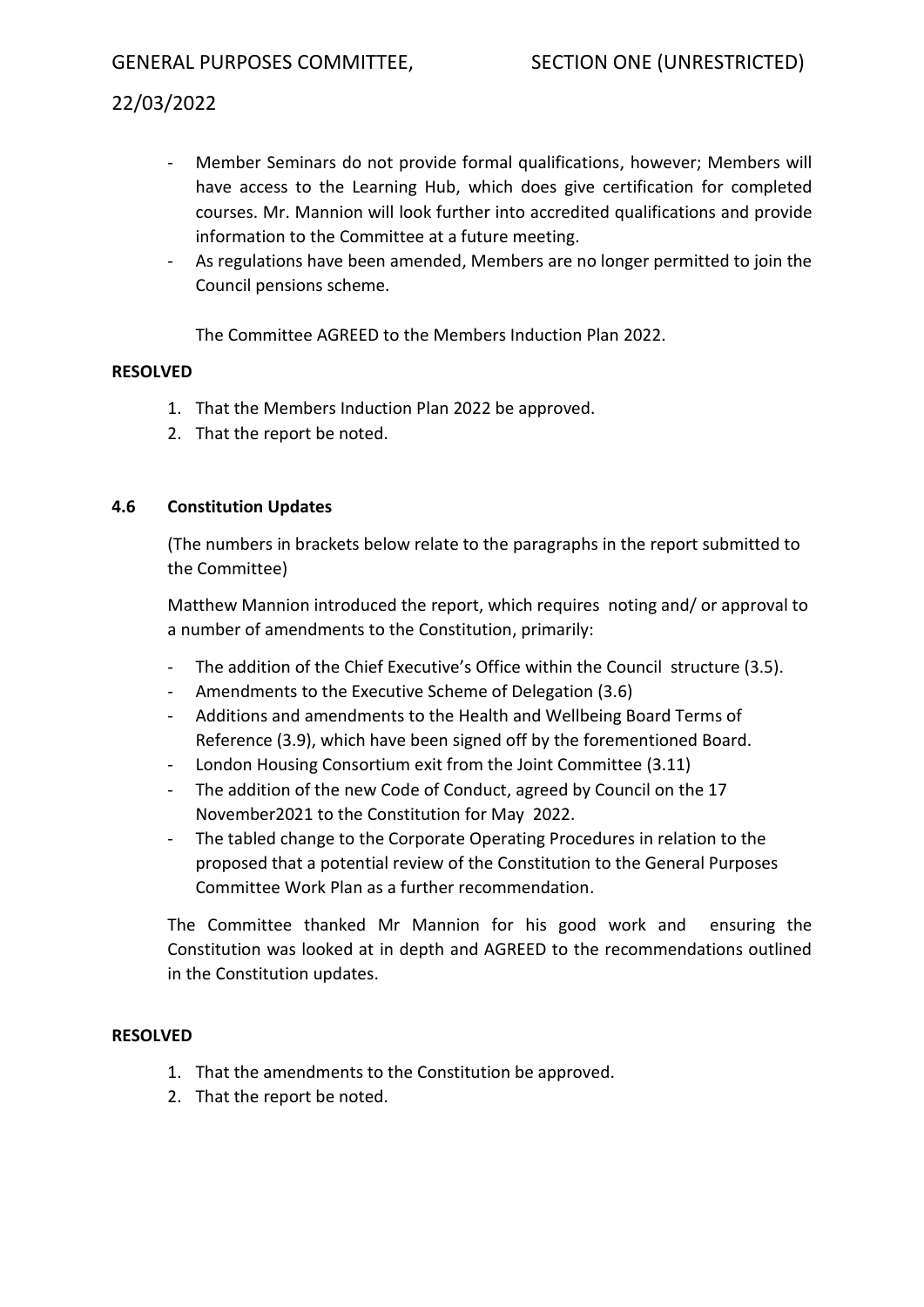- Member Seminars do not provide formal qualifications, however; Members will have access to the Learning Hub, which does give certification for completed courses. Mr. Mannion will look further into accredited qualifications and provide information to the Committee at a future meeting.
- As regulations have been amended, Members are no longer permitted to join the Council pensions scheme.

The Committee AGREED to the Members Induction Plan 2022.

**RESOLVED**

1. That the Members Induction Plan 2022 be approved.
2. That the report be noted.

**4.6 Constitution Updates**

(The numbers in brackets below relate to the paragraphs in the report submitted to the Committee)

Matthew Mannion introduced the report, which requires noting and/ or approval to a number of amendments to the Constitution, primarily:

- The addition of the Chief Executive's Office within the Council structure (3.5).
- Amendments to the Executive Scheme of Delegation (3.6)
- Additions and amendments to the Health and Wellbeing Board Terms of Reference (3.9), which have been signed off by the forementioned Board.
- London Housing Consortium exit from the Joint Committee (3.11)
- The addition of the new Code of Conduct, agreed by Council on the 17 November2021 to the Constitution for May 2022.
- The tabled change to the Corporate Operating Procedures in relation to the proposed that a potential review of the Constitution to the General Purposes Committee Work Plan as a further recommendation.

The Committee thanked Mr Mannion for his good work and ensuring the Constitution was looked at in depth and AGREED to the recommendations outlined in the Constitution updates.

**RESOLVED**

1. That the amendments to the Constitution be approved.
2. That the report be noted.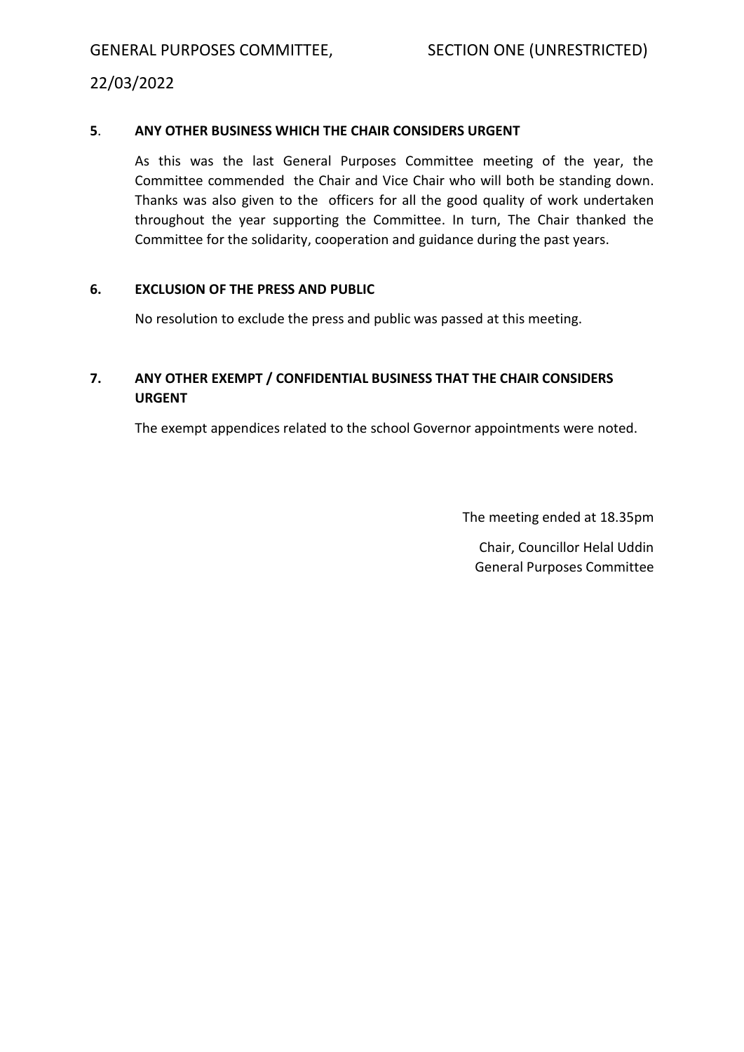### 5. ANY OTHER BUSINESS WHICH THE CHAIR CONSIDERS URGENT

As this was the last General Purposes Committee meeting of the year, the Committee commended the Chair and Vice Chair who will both be standing down. Thanks was also given to the officers for all the good quality of work undertaken throughout the year supporting the Committee. In turn, The Chair thanked the Committee for the solidarity, cooperation and guidance during the past years.

### 6. EXCLUSION OF THE PRESS AND PUBLIC

No resolution to exclude the press and public was passed at this meeting.

### 7. ANY OTHER EXEMPT / CONFIDENTIAL BUSINESS THAT THE CHAIR CONSIDERS URGENT

The exempt appendices related to the school Governor appointments were noted.

The meeting ended at 18.35pm

Chair, Councillor Helal Uddin
General Purposes Committee